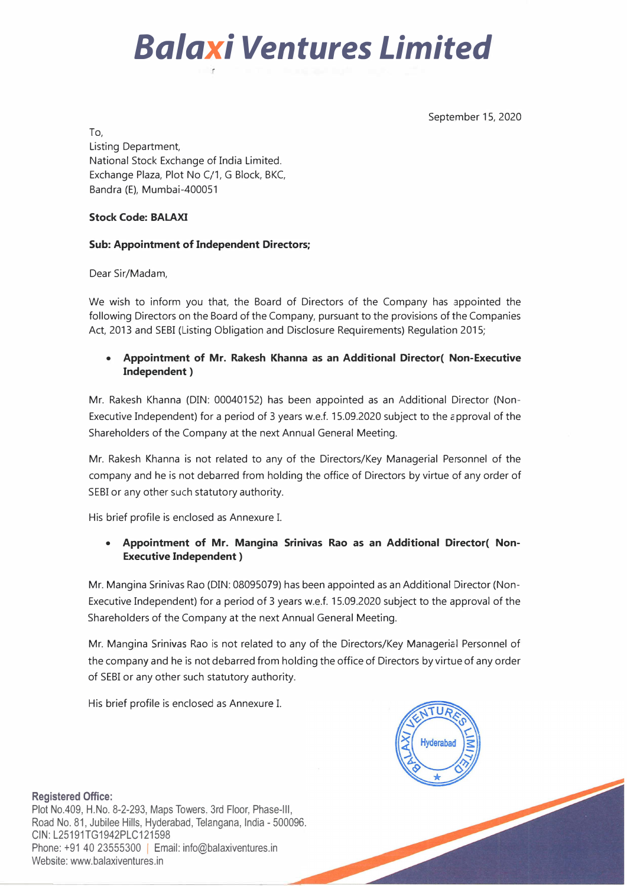# Balaxi Ventures Limited

September 15, 2020

To,
Listing Department,
National Stock Exchange of India Limited.
Exchange Plaza, Plot No C/1, G Block, BKC,
Bandra (E), Mumbai-400051

**Stock Code: BALAXI**

**Sub: Appointment of Independent Directors;**

Dear Sir/Madam,

We wish to inform you that, the Board of Directors of the Company has appointed the following Directors on the Board of the Company, pursuant to the provisions of the Companies Act, 2013 and SEBI (Listing Obligation and Disclosure Requirements) Regulation 2015;

- **Appointment of Mr. Rakesh Khanna as an Additional Director( Non-Executive Independent )**

Mr. Rakesh Khanna (DIN: 00040152) has been appointed as an Additional Director (Non-Executive Independent) for a period of 3 years w.e.f. 15.09.2020 subject to the approval of the Shareholders of the Company at the next Annual General Meeting.

Mr. Rakesh Khanna is not related to any of the Directors/Key Managerial Personnel of the company and he is not debarred from holding the office of Directors by virtue of any order of SEBI or any other such statutory authority.

His brief profile is enclosed as Annexure I.

- **Appointment of Mr. Mangina Srinivas Rao as an Additional Director( Non-Executive Independent )**

Mr. Mangina Srinivas Rao (DIN: 08095079) has been appointed as an Additional Director (Non-Executive Independent) for a period of 3 years w.e.f. 15.09.2020 subject to the approval of the Shareholders of the Company at the next Annual General Meeting.

Mr. Mangina Srinivas Rao is not related to any of the Directors/Key Managerial Personnel of the company and he is not debarred from holding the office of Directors by virtue of any order of SEBI or any other such statutory authority.

His brief profile is enclosed as Annexure I.

**Registered Office:**
Plot No.409, H.No. 8-2-293, Maps Towers, 3rd Floor, Phase-III,
Road No. 81, Jubilee Hills, Hyderabad, Telangana, India - 500096.
CIN: L25191TG1942PLC121598
Phone: +91 40 23555300 | Email: info@balaxiventures.in
Website: www.balaxiventures.in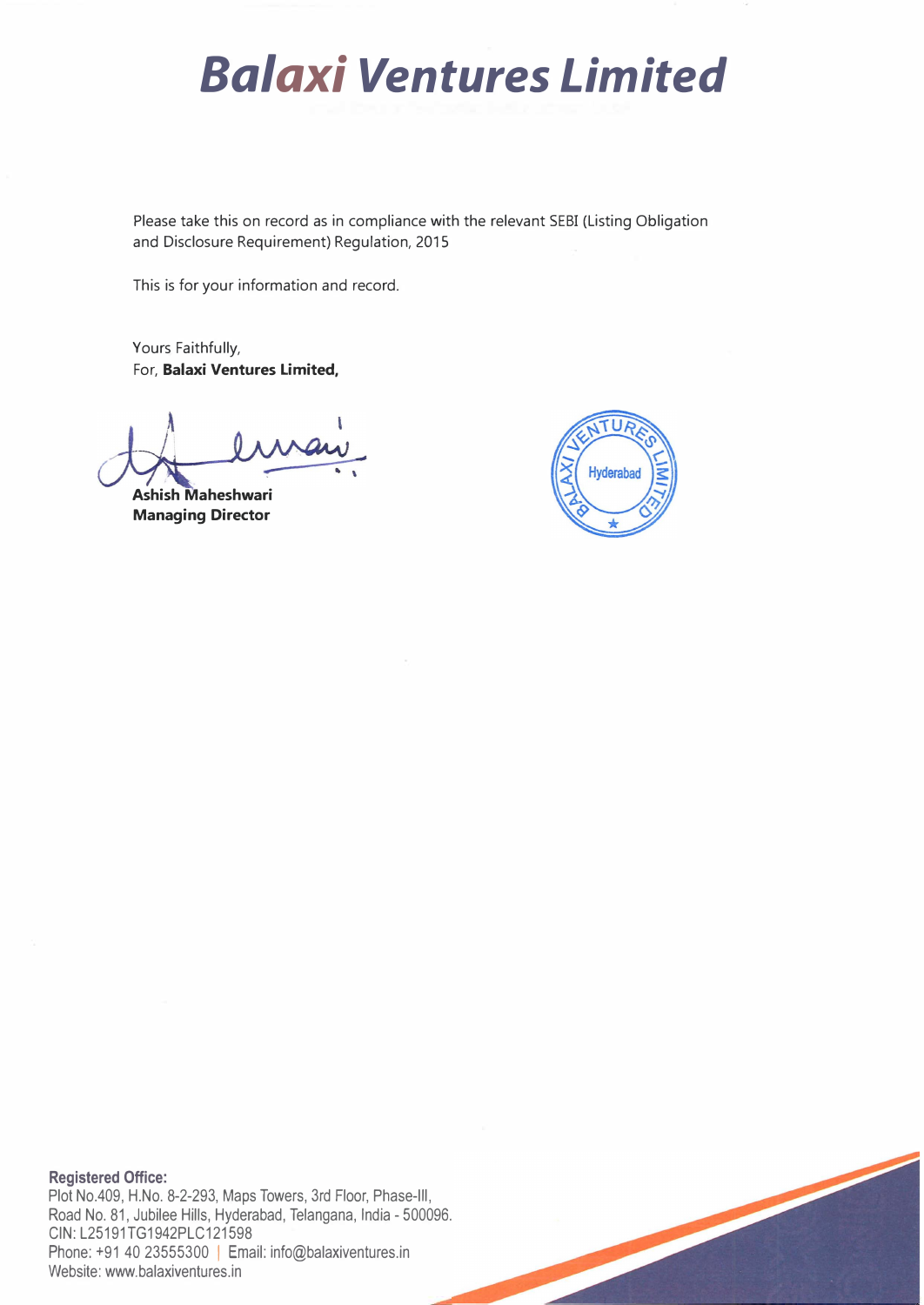# Balaxi Ventures Limited

Please take this on record as in compliance with the relevant SEBI (Listing Obligation and Disclosure Requirement) Regulation, 2015

This is for your information and record.

Yours Faithfully,
For, **Balaxi Ventures Limited,**

**Ashish Maheshwari**
**Managing Director**

**Registered Office:**
Plot No.409, H.No. 8-2-293, Maps Towers, 3rd Floor, Phase-III,
Road No. 81, Jubilee Hills, Hyderabad, Telangana, India - 500096.
CIN: L25191TG1942PLC121598
Phone: +91 40 23555300 | Email: info@balaxiventures.in
Website: www.balaxiventures.in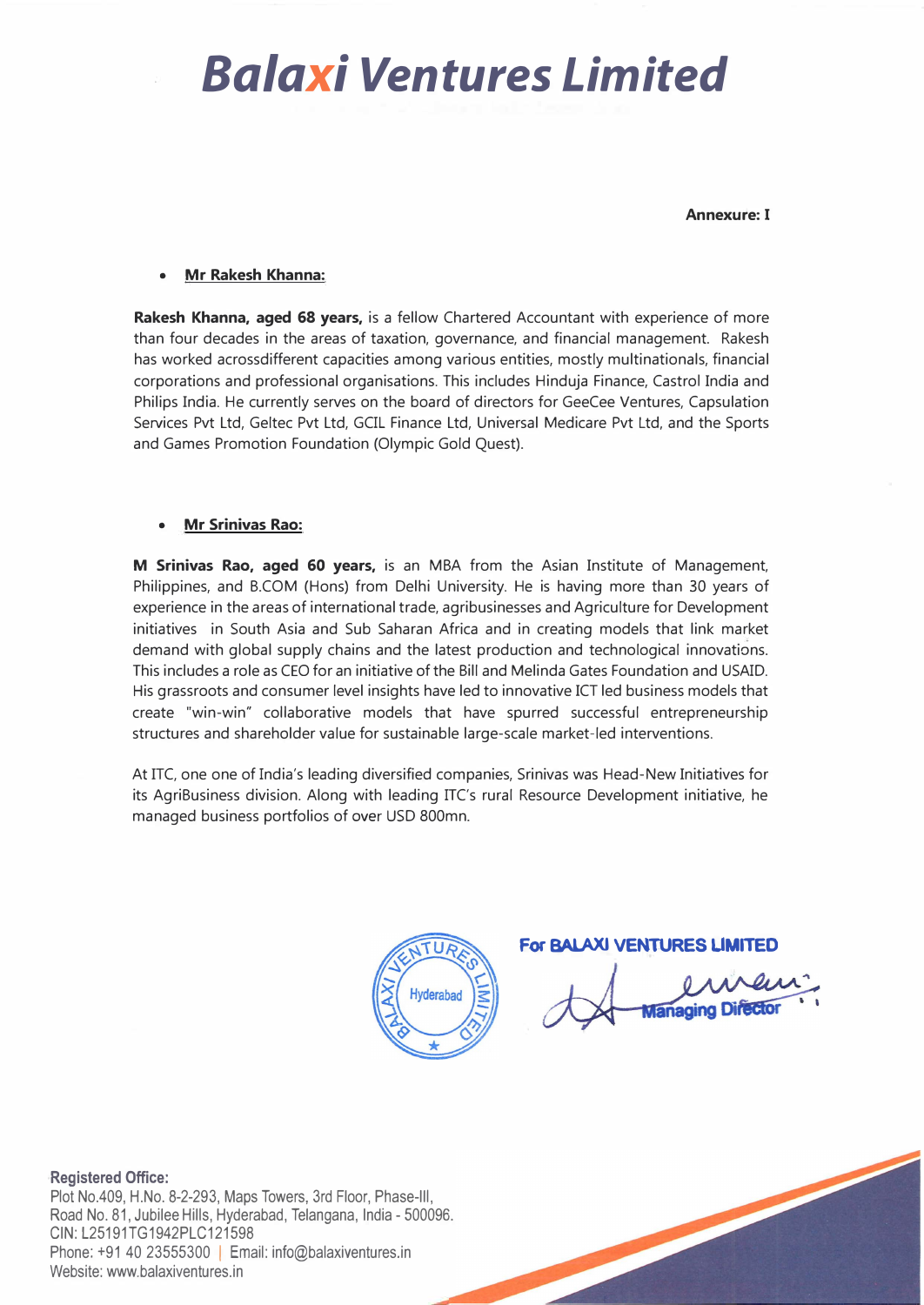# Balaxi Ventures Limited

**Annexure: I**

- **Mr Rakesh Khanna:**

**Rakesh Khanna, aged 68 years,** is a fellow Chartered Accountant with experience of more than four decades in the areas of taxation, governance, and financial management. Rakesh has worked acrossdifferent capacities among various entities, mostly multinationals, financial corporations and professional organisations. This includes Hinduja Finance, Castrol India and Philips India. He currently serves on the board of directors for GeeCee Ventures, Capsulation Services Pvt Ltd, Geltec Pvt Ltd, GCIL Finance Ltd, Universal Medicare Pvt Ltd, and the Sports and Games Promotion Foundation (Olympic Gold Quest).

- **Mr Srinivas Rao:**

**M Srinivas Rao, aged 60 years,** is an MBA from the Asian Institute of Management, Philippines, and B.COM (Hons) from Delhi University. He is having more than 30 years of experience in the areas of international trade, agribusinesses and Agriculture for Development initiatives in South Asia and Sub Saharan Africa and in creating models that link market demand with global supply chains and the latest production and technological innovations. This includes a role as CEO for an initiative of the Bill and Melinda Gates Foundation and USAID. His grassroots and consumer level insights have led to innovative ICT led business models that create "win-win" collaborative models that have spurred successful entrepreneurship structures and shareholder value for sustainable large-scale market-led interventions.

At ITC, one one of India's leading diversified companies, Srinivas was Head-New Initiatives for its AgriBusiness division. Along with leading ITC's rural Resource Development initiative, he managed business portfolios of over USD 800mn.

For BALAXI VENTURES LIMITED

Managing Director

**Registered Office:**
Plot No.409, H.No. 8-2-293, Maps Towers, 3rd Floor, Phase-III,
Road No. 81, Jubilee Hills, Hyderabad, Telangana, India - 500096.
CIN: L25191TG1942PLC121598
Phone: +91 40 23555300 | Email: info@balaxiventures.in
Website: www.balaxiventures.in